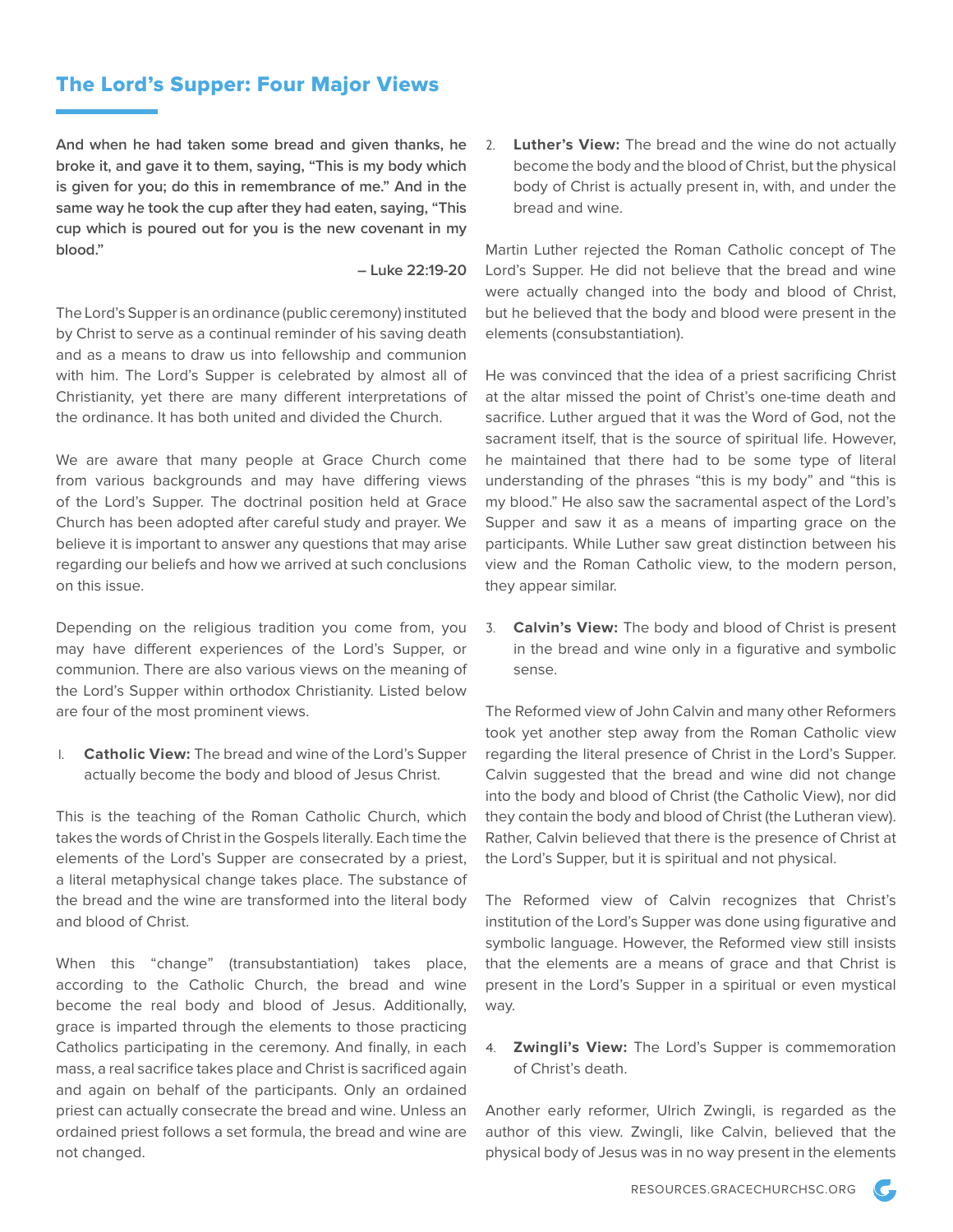# The Lord's Supper: Four Major Views

**And when he had taken some bread and given thanks, he broke it, and gave it to them, saying, "This is my body which is given for you; do this in remembrance of me." And in the same way he took the cup after they had eaten, saying, "This cup which is poured out for you is the new covenant in my blood."**

**– Luke 22:19-20**

The Lord's Supper is an ordinance (public ceremony) instituted by Christ to serve as a continual reminder of his saving death and as a means to draw us into fellowship and communion with him. The Lord's Supper is celebrated by almost all of Christianity, yet there are many different interpretations of the ordinance. It has both united and divided the Church.

We are aware that many people at Grace Church come from various backgrounds and may have differing views of the Lord's Supper. The doctrinal position held at Grace Church has been adopted after careful study and prayer. We believe it is important to answer any questions that may arise regarding our beliefs and how we arrived at such conclusions on this issue.

Depending on the religious tradition you come from, you may have different experiences of the Lord's Supper, or communion. There are also various views on the meaning of the Lord's Supper within orthodox Christianity. Listed below are four of the most prominent views.

1. **Catholic View:** The bread and wine of the Lord's Supper actually become the body and blood of Jesus Christ.

This is the teaching of the Roman Catholic Church, which takes the words of Christ in the Gospels literally. Each time the elements of the Lord's Supper are consecrated by a priest, a literal metaphysical change takes place. The substance of the bread and the wine are transformed into the literal body and blood of Christ.

When this "change" (transubstantiation) takes place, according to the Catholic Church, the bread and wine become the real body and blood of Jesus. Additionally, grace is imparted through the elements to those practicing Catholics participating in the ceremony. And finally, in each mass, a real sacrifice takes place and Christ is sacrificed again and again on behalf of the participants. Only an ordained priest can actually consecrate the bread and wine. Unless an ordained priest follows a set formula, the bread and wine are not changed.

2. **Luther's View:** The bread and the wine do not actually become the body and the blood of Christ, but the physical body of Christ is actually present in, with, and under the bread and wine.

Martin Luther rejected the Roman Catholic concept of The Lord's Supper. He did not believe that the bread and wine were actually changed into the body and blood of Christ, but he believed that the body and blood were present in the elements (consubstantiation).

He was convinced that the idea of a priest sacrificing Christ at the altar missed the point of Christ's one-time death and sacrifice. Luther argued that it was the Word of God, not the sacrament itself, that is the source of spiritual life. However, he maintained that there had to be some type of literal understanding of the phrases "this is my body" and "this is my blood." He also saw the sacramental aspect of the Lord's Supper and saw it as a means of imparting grace on the participants. While Luther saw great distinction between his view and the Roman Catholic view, to the modern person, they appear similar.

3. **Calvin's View:** The body and blood of Christ is present in the bread and wine only in a figurative and symbolic sense.

The Reformed view of John Calvin and many other Reformers took yet another step away from the Roman Catholic view regarding the literal presence of Christ in the Lord's Supper. Calvin suggested that the bread and wine did not change into the body and blood of Christ (the Catholic View), nor did they contain the body and blood of Christ (the Lutheran view). Rather, Calvin believed that there is the presence of Christ at the Lord's Supper, but it is spiritual and not physical.

The Reformed view of Calvin recognizes that Christ's institution of the Lord's Supper was done using figurative and symbolic language. However, the Reformed view still insists that the elements are a means of grace and that Christ is present in the Lord's Supper in a spiritual or even mystical way.

4. **Zwingli's View:** The Lord's Supper is commemoration of Christ's death.

Another early reformer, Ulrich Zwingli, is regarded as the author of this view. Zwingli, like Calvin, believed that the physical body of Jesus was in no way present in the elements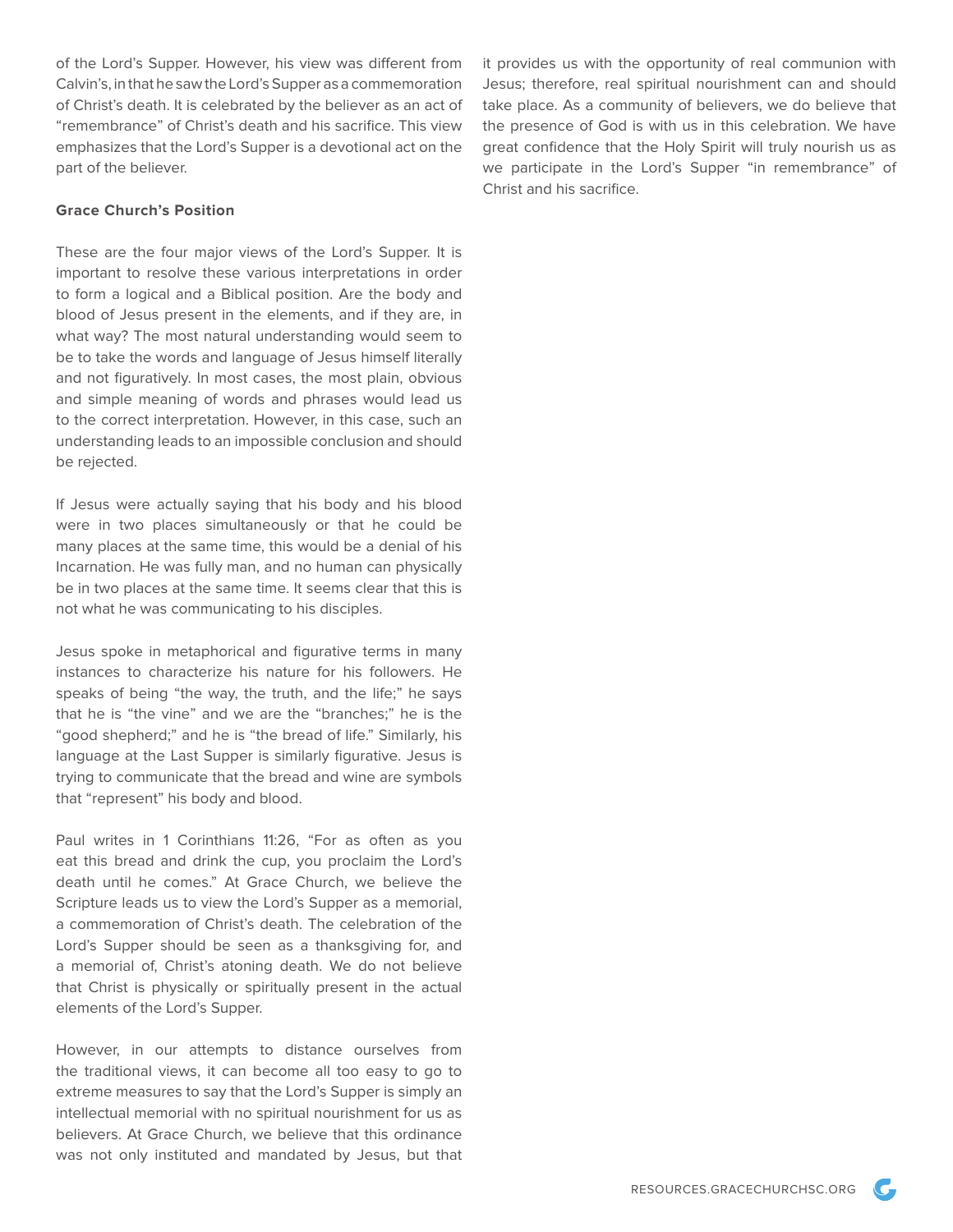of the Lord's Supper. However, his view was different from Calvin's, in that he saw the Lord's Supper as a commemoration of Christ's death. It is celebrated by the believer as an act of "remembrance" of Christ's death and his sacrifice. This view emphasizes that the Lord's Supper is a devotional act on the part of the believer.

**Grace Church's Position**

These are the four major views of the Lord's Supper. It is important to resolve these various interpretations in order to form a logical and a Biblical position. Are the body and blood of Jesus present in the elements, and if they are, in what way? The most natural understanding would seem to be to take the words and language of Jesus himself literally and not figuratively. In most cases, the most plain, obvious and simple meaning of words and phrases would lead us to the correct interpretation. However, in this case, such an understanding leads to an impossible conclusion and should be rejected.

If Jesus were actually saying that his body and his blood were in two places simultaneously or that he could be many places at the same time, this would be a denial of his Incarnation. He was fully man, and no human can physically be in two places at the same time. It seems clear that this is not what he was communicating to his disciples.

Jesus spoke in metaphorical and figurative terms in many instances to characterize his nature for his followers. He speaks of being "the way, the truth, and the life;" he says that he is "the vine" and we are the "branches;" he is the "good shepherd;" and he is "the bread of life." Similarly, his language at the Last Supper is similarly figurative. Jesus is trying to communicate that the bread and wine are symbols that "represent" his body and blood.

Paul writes in 1 Corinthians 11:26, "For as often as you eat this bread and drink the cup, you proclaim the Lord's death until he comes." At Grace Church, we believe the Scripture leads us to view the Lord's Supper as a memorial, a commemoration of Christ's death. The celebration of the Lord's Supper should be seen as a thanksgiving for, and a memorial of, Christ's atoning death. We do not believe that Christ is physically or spiritually present in the actual elements of the Lord's Supper.

However, in our attempts to distance ourselves from the traditional views, it can become all too easy to go to extreme measures to say that the Lord's Supper is simply an intellectual memorial with no spiritual nourishment for us as believers. At Grace Church, we believe that this ordinance was not only instituted and mandated by Jesus, but that it provides us with the opportunity of real communion with Jesus; therefore, real spiritual nourishment can and should take place. As a community of believers, we do believe that the presence of God is with us in this celebration. We have great confidence that the Holy Spirit will truly nourish us as we participate in the Lord's Supper "in remembrance" of Christ and his sacrifice.